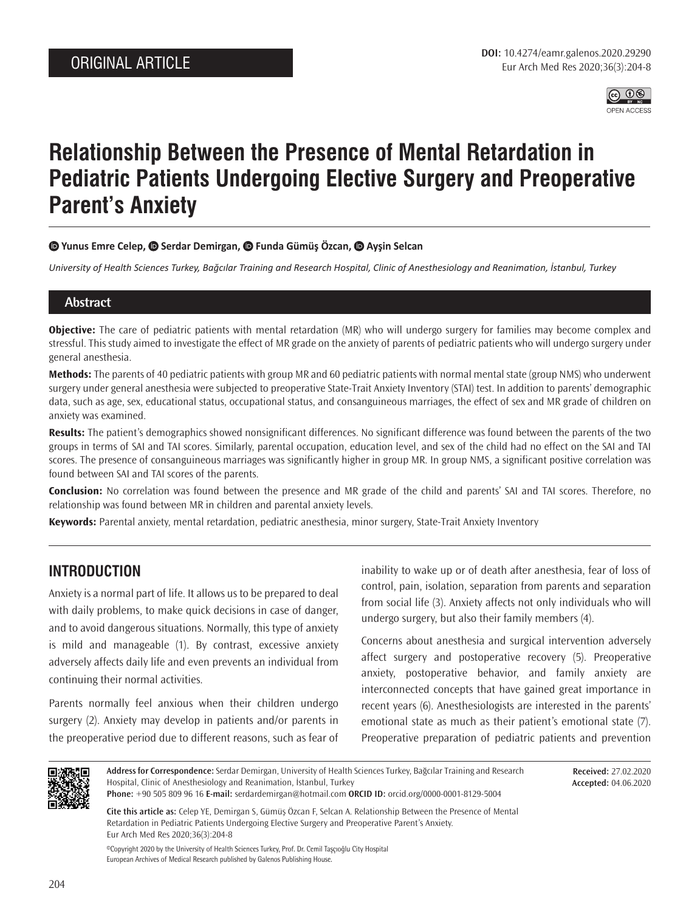ORIGINAL ARTICLE

DOI: 10.4274/eamr.galenos.2020.29290

# Relationship Between the Presence of Mental Retardation in Pediatric Patients Undergoing Elective Surgery and Preoperative Parent's Anxiety

**Yunus Emre Celep, Serdar Demirgan, Funda Gümüş Özcan, Ayşin Selcan**

*University of Health Sciences Turkey, Bağcılar Training and Research Hospital, Clinic of Anesthesiology and Reanimation, İstanbul, Turkey*

## Abstract

**Objective:** The care of pediatric patients with mental retardation (MR) who will undergo surgery for families may become complex and stressful. This study aimed to investigate the effect of MR grade on the anxiety of parents of pediatric patients who will undergo surgery under general anesthesia.

**Methods:** The parents of 40 pediatric patients with group MR and 60 pediatric patients with normal mental state (group NMS) who underwent surgery under general anesthesia were subjected to preoperative State-Trait Anxiety Inventory (STAI) test. In addition to parents' demographic data, such as age, sex, educational status, occupational status, and consanguineous marriages, the effect of sex and MR grade of children on anxiety was examined.

**Results:** The patient's demographics showed nonsignificant differences. No significant difference was found between the parents of the two groups in terms of SAI and TAI scores. Similarly, parental occupation, education level, and sex of the child had no effect on the SAI and TAI scores. The presence of consanguineous marriages was significantly higher in group MR. In group NMS, a significant positive correlation was found between SAI and TAI scores of the parents.

**Conclusion:** No correlation was found between the presence and MR grade of the child and parents' SAI and TAI scores. Therefore, no relationship was found between MR in children and parental anxiety levels.

**Keywords:** Parental anxiety, mental retardation, pediatric anesthesia, minor surgery, State-Trait Anxiety Inventory

## INTRODUCTION

Anxiety is a normal part of life. It allows us to be prepared to deal with daily problems, to make quick decisions in case of danger, and to avoid dangerous situations. Normally, this type of anxiety is mild and manageable (1). By contrast, excessive anxiety adversely affects daily life and even prevents an individual from continuing their normal activities.

Parents normally feel anxious when their children undergo surgery (2). Anxiety may develop in patients and/or parents in the preoperative period due to different reasons, such as fear of inability to wake up or of death after anesthesia, fear of loss of control, pain, isolation, separation from parents and separation from social life (3). Anxiety affects not only individuals who will undergo surgery, but also their family members (4).

Concerns about anesthesia and surgical intervention adversely affect surgery and postoperative recovery (5). Preoperative anxiety, postoperative behavior, and family anxiety are interconnected concepts that have gained great importance in recent years (6). Anesthesiologists are interested in the parents' emotional state as much as their patient's emotional state (7). Preoperative preparation of pediatric patients and prevention

**Address for Correspondence:** Serdar Demirgan, University of Health Sciences Turkey, Bağcılar Training and Research Hospital, Clinic of Anesthesiology and Reanimation, İstanbul, Turkey
**Phone:** +90 505 809 96 16 **E-mail:** serdardemirgan@hotmail.com **ORCID ID:** orcid.org/0000-0001-8129-5004

**Received:** 27.02.2020
**Accepted:** 04.06.2020

**Cite this article as:** Celep YE, Demirgan S, Gümüş Özcan F, Selcan A. Relationship Between the Presence of Mental Retardation in Pediatric Patients Undergoing Elective Surgery and Preoperative Parent's Anxiety. Eur Arch Med Res 2020;36(3):204-8

©Copyright 2020 by the University of Health Sciences Turkey, Prof. Dr. Cemil Taşçıoğlu City Hospital
European Archives of Medical Research published by Galenos Publishing House.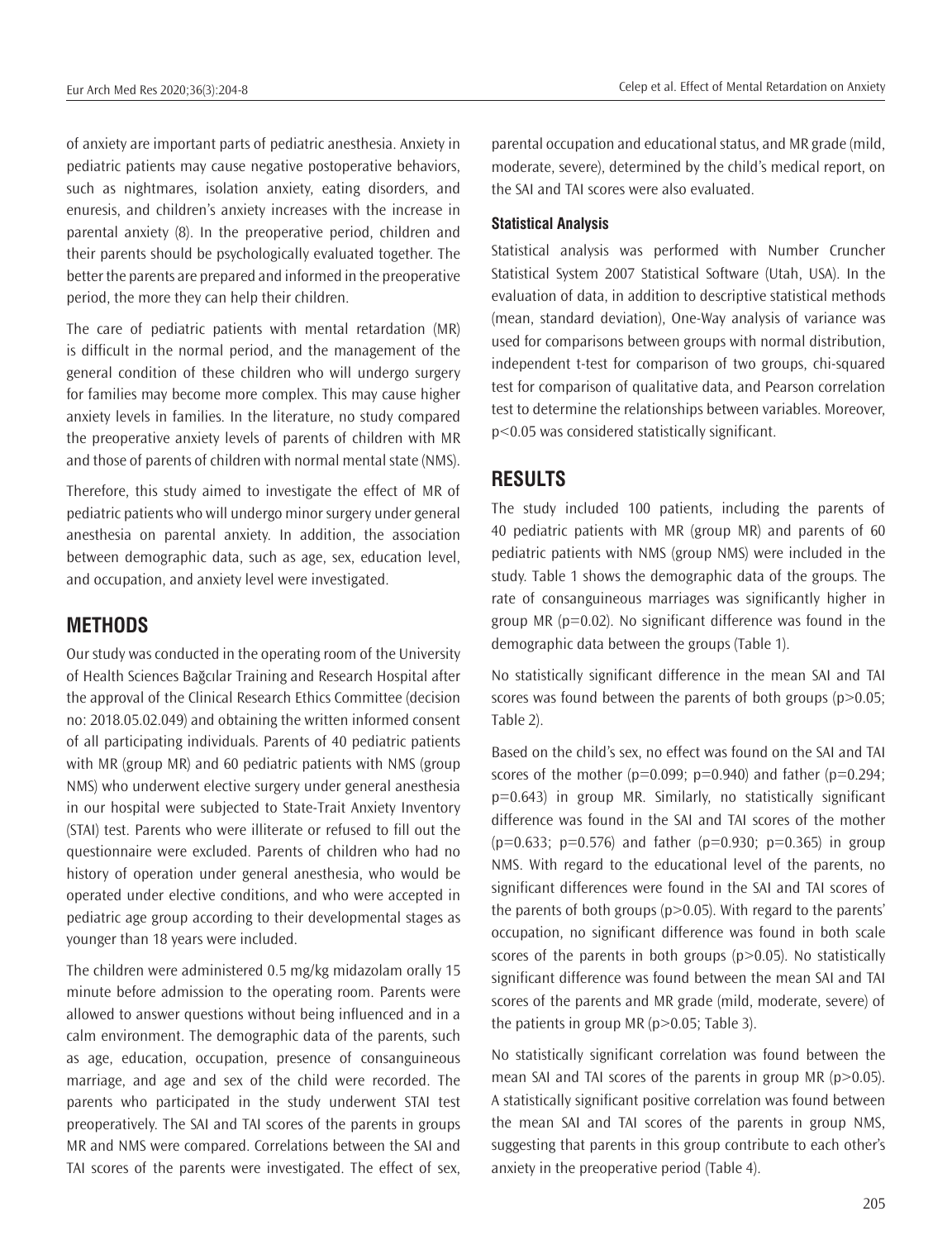of anxiety are important parts of pediatric anesthesia. Anxiety in pediatric patients may cause negative postoperative behaviors, such as nightmares, isolation anxiety, eating disorders, and enuresis, and children's anxiety increases with the increase in parental anxiety (8). In the preoperative period, children and their parents should be psychologically evaluated together. The better the parents are prepared and informed in the preoperative period, the more they can help their children.

The care of pediatric patients with mental retardation (MR) is difficult in the normal period, and the management of the general condition of these children who will undergo surgery for families may become more complex. This may cause higher anxiety levels in families. In the literature, no study compared the preoperative anxiety levels of parents of children with MR and those of parents of children with normal mental state (NMS).

Therefore, this study aimed to investigate the effect of MR of pediatric patients who will undergo minor surgery under general anesthesia on parental anxiety. In addition, the association between demographic data, such as age, sex, education level, and occupation, and anxiety level were investigated.

## METHODS

Our study was conducted in the operating room of the University of Health Sciences Bağcılar Training and Research Hospital after the approval of the Clinical Research Ethics Committee (decision no: 2018.05.02.049) and obtaining the written informed consent of all participating individuals. Parents of 40 pediatric patients with MR (group MR) and 60 pediatric patients with NMS (group NMS) who underwent elective surgery under general anesthesia in our hospital were subjected to State-Trait Anxiety Inventory (STAI) test. Parents who were illiterate or refused to fill out the questionnaire were excluded. Parents of children who had no history of operation under general anesthesia, who would be operated under elective conditions, and who were accepted in pediatric age group according to their developmental stages as younger than 18 years were included.

The children were administered 0.5 mg/kg midazolam orally 15 minute before admission to the operating room. Parents were allowed to answer questions without being influenced and in a calm environment. The demographic data of the parents, such as age, education, occupation, presence of consanguineous marriage, and age and sex of the child were recorded. The parents who participated in the study underwent STAI test preoperatively. The SAI and TAI scores of the parents in groups MR and NMS were compared. Correlations between the SAI and TAI scores of the parents were investigated. The effect of sex, parental occupation and educational status, and MR grade (mild, moderate, severe), determined by the child's medical report, on the SAI and TAI scores were also evaluated.

### Statistical Analysis

Statistical analysis was performed with Number Cruncher Statistical System 2007 Statistical Software (Utah, USA). In the evaluation of data, in addition to descriptive statistical methods (mean, standard deviation), One-Way analysis of variance was used for comparisons between groups with normal distribution, independent t-test for comparison of two groups, chi-squared test for comparison of qualitative data, and Pearson correlation test to determine the relationships between variables. Moreover, $p<0.05$ was considered statistically significant.

## RESULTS

The study included 100 patients, including the parents of 40 pediatric patients with MR (group MR) and parents of 60 pediatric patients with NMS (group NMS) were included in the study. Table 1 shows the demographic data of the groups. The rate of consanguineous marriages was significantly higher in group MR ($p=0.02$). No significant difference was found in the demographic data between the groups (Table 1).

No statistically significant difference in the mean SAI and TAI scores was found between the parents of both groups ($p>0.05$; Table 2).

Based on the child's sex, no effect was found on the SAI and TAI scores of the mother ($p=0.099$; $p=0.940$) and father ($p=0.294$; $p=0.643$) in group MR. Similarly, no statistically significant difference was found in the SAI and TAI scores of the mother ($p=0.633$; $p=0.576$) and father ($p=0.930$; $p=0.365$) in group NMS. With regard to the educational level of the parents, no significant differences were found in the SAI and TAI scores of the parents of both groups ($p>0.05$). With regard to the parents' occupation, no significant difference was found in both scale scores of the parents in both groups ($p>0.05$). No statistically significant difference was found between the mean SAI and TAI scores of the parents and MR grade (mild, moderate, severe) of the patients in group MR ($p>0.05$; Table 3).

No statistically significant correlation was found between the mean SAI and TAI scores of the parents in group MR ($p>0.05$). A statistically significant positive correlation was found between the mean SAI and TAI scores of the parents in group NMS, suggesting that parents in this group contribute to each other's anxiety in the preoperative period (Table 4).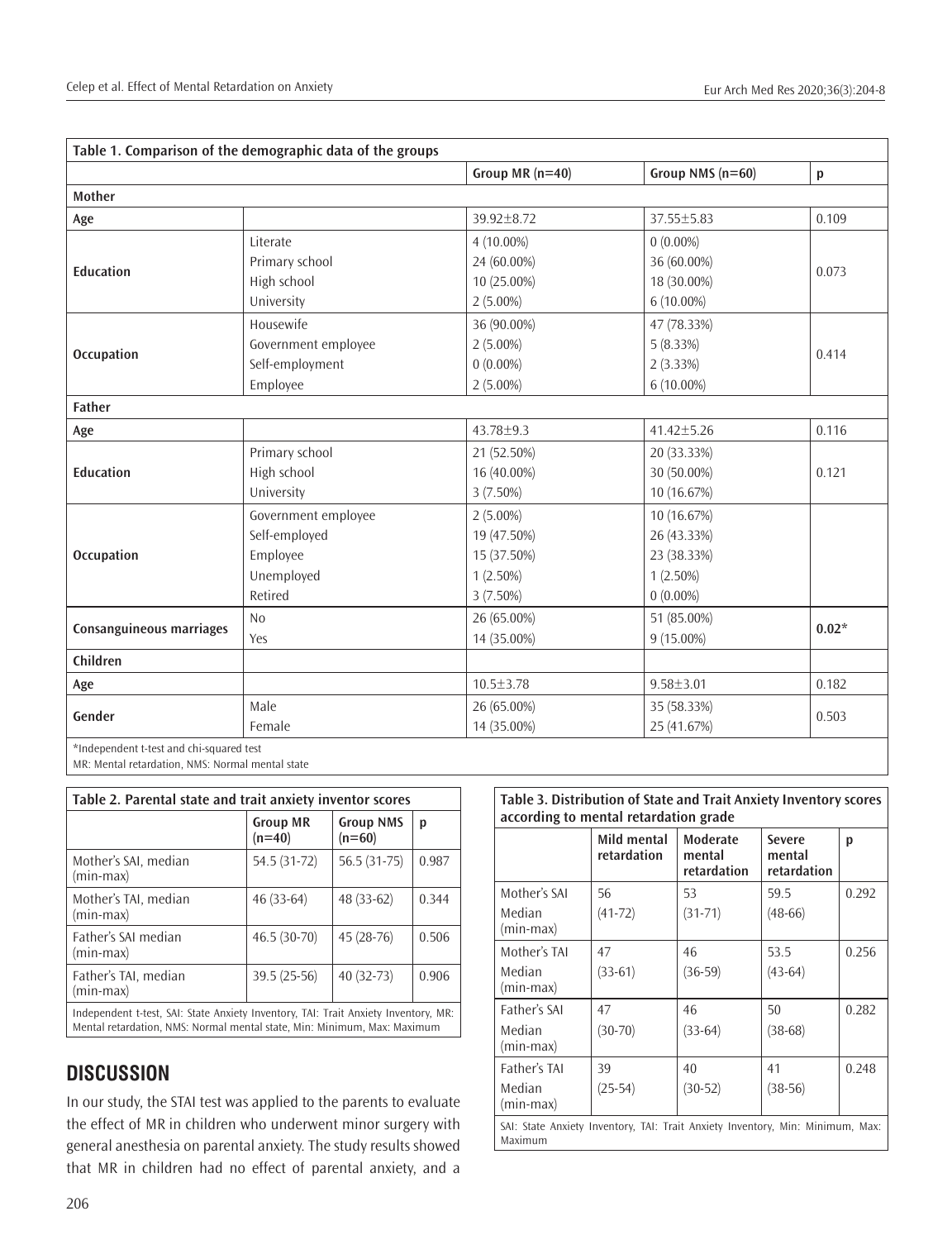**Table 1. Comparison of the demographic data of the groups**

| | | Group MR (n=40) | Group NMS (n=60) | p |
|---|---|---|---|---|
| **Mother** | | | | |
| **Age** | | 39.92±8.72 | 37.55±5.83 | 0.109 |
| **Education** | Literate | 4 (10.00%) | 0 (0.00%) | 0.073 |
| | Primary school | 24 (60.00%) | 36 (60.00%) | |
| | High school | 10 (25.00%) | 18 (30.00%) | |
| | University | 2 (5.00%) | 6 (10.00%) | |
| **Occupation** | Housewife | 36 (90.00%) | 47 (78.33%) | 0.414 |
| | Government employee | 2 (5.00%) | 5 (8.33%) | |
| | Self-employment | 0 (0.00%) | 2 (3.33%) | |
| | Employee | 2 (5.00%) | 6 (10.00%) | |
| **Father** | | | | |
| **Age** | | 43.78±9.3 | 41.42±5.26 | 0.116 |
| **Education** | Primary school | 21 (52.50%) | 20 (33.33%) | 0.121 |
| | High school | 16 (40.00%) | 30 (50.00%) | |
| | University | 3 (7.50%) | 10 (16.67%) | |
| **Occupation** | Government employee | 2 (5.00%) | 10 (16.67%) | |
| | Self-employed | 19 (47.50%) | 26 (43.33%) | |
| | Employee | 15 (37.50%) | 23 (38.33%) | |
| | Unemployed | 1 (2.50%) | 1 (2.50%) | |
| | Retired | 3 (7.50%) | 0 (0.00%) | |
| **Consanguineous marriages** | No | 26 (65.00%) | 51 (85.00%) | **0.02*** |
| | Yes | 14 (35.00%) | 9 (15.00%) | |
| **Children** | | | | |
| **Age** | | 10.5±3.78 | 9.58±3.01 | 0.182 |
| **Gender** | Male | 26 (65.00%) | 35 (58.33%) | 0.503 |
| | Female | 14 (35.00%) | 25 (41.67%) | |

*Independent t-test and chi-squared test

MR: Mental retardation, NMS: Normal mental state

**Table 2. Parental state and trait anxiety inventor scores**

| | Group MR (n=40) | Group NMS (n=60) | p |
|---|---|---|---|
| Mother's SAI, median (min-max) | 54.5 (31-72) | 56.5 (31-75) | 0.987 |
| Mother's TAI, median (min-max) | 46 (33-64) | 48 (33-62) | 0.344 |
| Father's SAI median (min-max) | 46.5 (30-70) | 45 (28-76) | 0.506 |
| Father's TAI, median (min-max) | 39.5 (25-56) | 40 (32-73) | 0.906 |

Independent t-test, SAI: State Anxiety Inventory, TAI: Trait Anxiety Inventory, MR: Mental retardation, NMS: Normal mental state, Min: Minimum, Max: Maximum

**Table 3. Distribution of State and Trait Anxiety Inventory scores according to mental retardation grade**

| | Mild mental retardation | Moderate mental retardation | Severe mental retardation | p |
|---|---|---|---|---|
| Mother's SAI Median (min-max) | 56 (41-72) | 53 (31-71) | 59.5 (48-66) | 0.292 |
| Mother's TAI Median (min-max) | 47 (33-61) | 46 (36-59) | 53.5 (43-64) | 0.256 |
| Father's SAI Median (min-max) | 47 (30-70) | 46 (33-64) | 50 (38-68) | 0.282 |
| Father's TAI Median (min-max) | 39 (25-54) | 40 (30-52) | 41 (38-56) | 0.248 |

SAI: State Anxiety Inventory, TAI: Trait Anxiety Inventory, Min: Minimum, Max: Maximum

## DISCUSSION

In our study, the STAI test was applied to the parents to evaluate the effect of MR in children who underwent minor surgery with general anesthesia on parental anxiety. The study results showed that MR in children had no effect of parental anxiety, and a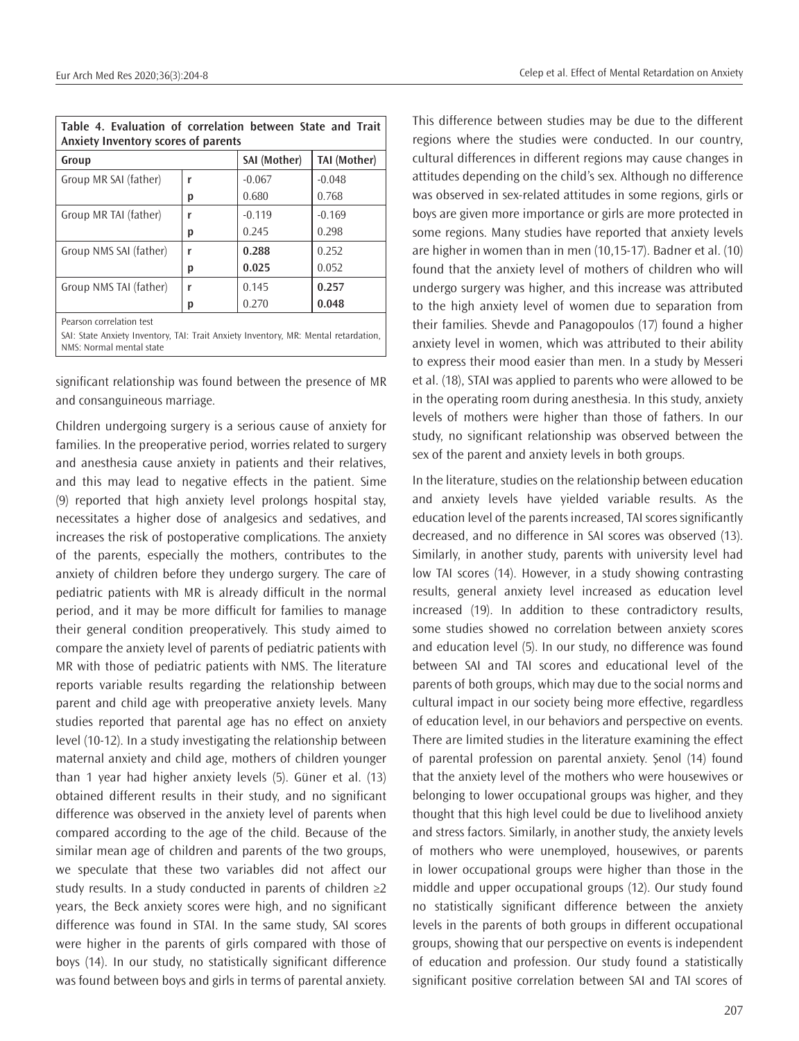**Table 4. Evaluation of correlation between State and Trait Anxiety Inventory scores of parents**

| Group | | SAI (Mother) | TAI (Mother) |
|---|---|---|---|
| Group MR SAI (father) | r | -0.067 | -0.048 |
| | p | 0.680 | 0.768 |
| Group MR TAI (father) | r | -0.119 | -0.169 |
| | p | 0.245 | 0.298 |
| Group NMS SAI (father) | r | **0.288** | 0.252 |
| | p | **0.025** | 0.052 |
| Group NMS TAI (father) | r | 0.145 | **0.257** |
| | p | 0.270 | **0.048** |

Pearson correlation test

SAI: State Anxiety Inventory, TAI: Trait Anxiety Inventory, MR: Mental retardation, NMS: Normal mental state

significant relationship was found between the presence of MR and consanguineous marriage.

Children undergoing surgery is a serious cause of anxiety for families. In the preoperative period, worries related to surgery and anesthesia cause anxiety in patients and their relatives, and this may lead to negative effects in the patient. Sime (9) reported that high anxiety level prolongs hospital stay, necessitates a higher dose of analgesics and sedatives, and increases the risk of postoperative complications. The anxiety of the parents, especially the mothers, contributes to the anxiety of children before they undergo surgery. The care of pediatric patients with MR is already difficult in the normal period, and it may be more difficult for families to manage their general condition preoperatively. This study aimed to compare the anxiety level of parents of pediatric patients with MR with those of pediatric patients with NMS. The literature reports variable results regarding the relationship between parent and child age with preoperative anxiety levels. Many studies reported that parental age has no effect on anxiety level (10-12). In a study investigating the relationship between maternal anxiety and child age, mothers of children younger than 1 year had higher anxiety levels (5). Güner et al. (13) obtained different results in their study, and no significant difference was observed in the anxiety level of parents when compared according to the age of the child. Because of the similar mean age of children and parents of the two groups, we speculate that these two variables did not affect our study results. In a study conducted in parents of children ≥2 years, the Beck anxiety scores were high, and no significant difference was found in STAI. In the same study, SAI scores were higher in the parents of girls compared with those of boys (14). In our study, no statistically significant difference was found between boys and girls in terms of parental anxiety. This difference between studies may be due to the different regions where the studies were conducted. In our country, cultural differences in different regions may cause changes in attitudes depending on the child's sex. Although no difference was observed in sex-related attitudes in some regions, girls or boys are given more importance or girls are more protected in some regions. Many studies have reported that anxiety levels are higher in women than in men (10,15-17). Badner et al. (10) found that the anxiety level of mothers of children who will undergo surgery was higher, and this increase was attributed to the high anxiety level of women due to separation from their families. Shevde and Panagopoulos (17) found a higher anxiety level in women, which was attributed to their ability to express their mood easier than men. In a study by Messeri et al. (18), STAI was applied to parents who were allowed to be in the operating room during anesthesia. In this study, anxiety levels of mothers were higher than those of fathers. In our study, no significant relationship was observed between the sex of the parent and anxiety levels in both groups.

In the literature, studies on the relationship between education and anxiety levels have yielded variable results. As the education level of the parents increased, TAI scores significantly decreased, and no difference in SAI scores was observed (13). Similarly, in another study, parents with university level had low TAI scores (14). However, in a study showing contrasting results, general anxiety level increased as education level increased (19). In addition to these contradictory results, some studies showed no correlation between anxiety scores and education level (5). In our study, no difference was found between SAI and TAI scores and educational level of the parents of both groups, which may due to the social norms and cultural impact in our society being more effective, regardless of education level, in our behaviors and perspective on events. There are limited studies in the literature examining the effect of parental profession on parental anxiety. Şenol (14) found that the anxiety level of the mothers who were housewives or belonging to lower occupational groups was higher, and they thought that this high level could be due to livelihood anxiety and stress factors. Similarly, in another study, the anxiety levels of mothers who were unemployed, housewives, or parents in lower occupational groups were higher than those in the middle and upper occupational groups (12). Our study found no statistically significant difference between the anxiety levels in the parents of both groups in different occupational groups, showing that our perspective on events is independent of education and profession. Our study found a statistically significant positive correlation between SAI and TAI scores of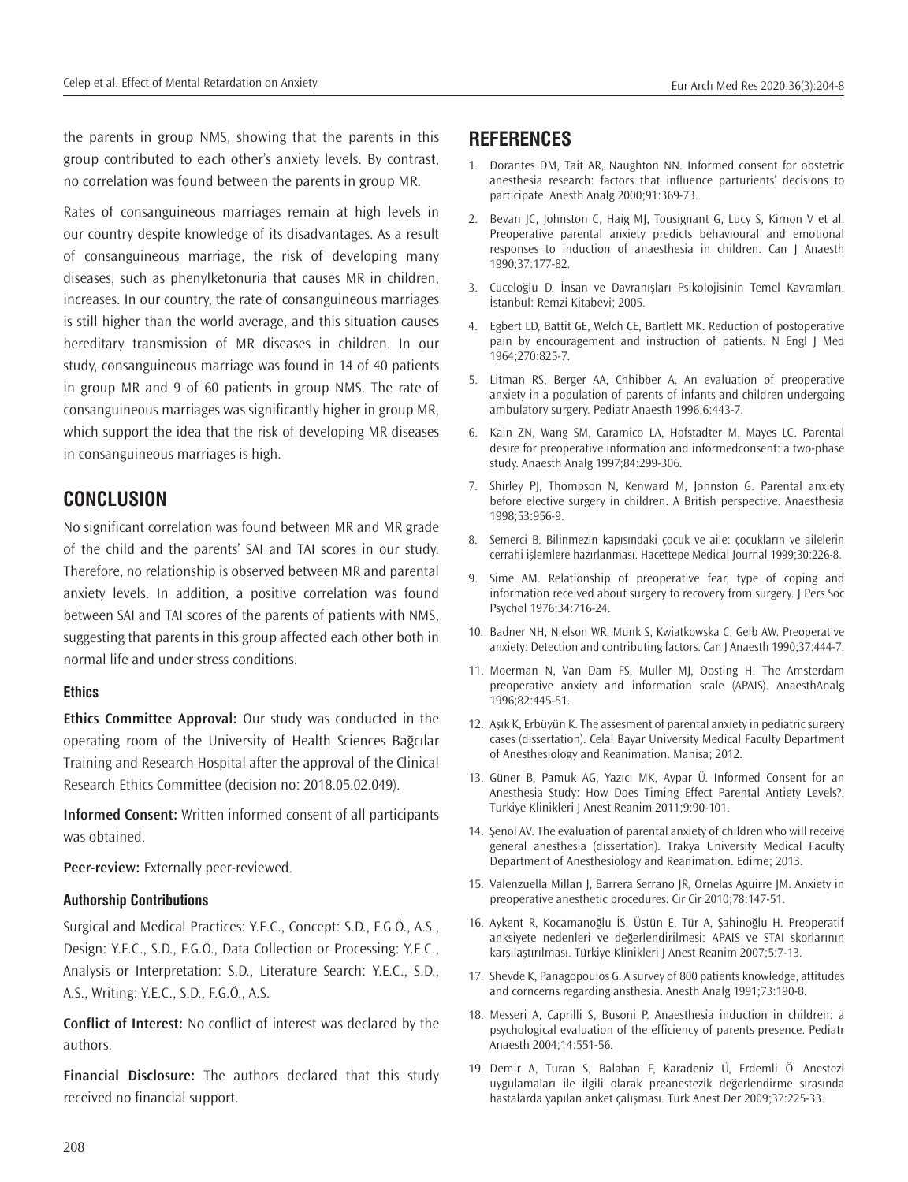the parents in group NMS, showing that the parents in this group contributed to each other's anxiety levels. By contrast, no correlation was found between the parents in group MR.

Rates of consanguineous marriages remain at high levels in our country despite knowledge of its disadvantages. As a result of consanguineous marriage, the risk of developing many diseases, such as phenylketonuria that causes MR in children, increases. In our country, the rate of consanguineous marriages is still higher than the world average, and this situation causes hereditary transmission of MR diseases in children. In our study, consanguineous marriage was found in 14 of 40 patients in group MR and 9 of 60 patients in group NMS. The rate of consanguineous marriages was significantly higher in group MR, which support the idea that the risk of developing MR diseases in consanguineous marriages is high.

## CONCLUSION

No significant correlation was found between MR and MR grade of the child and the parents' SAI and TAI scores in our study. Therefore, no relationship is observed between MR and parental anxiety levels. In addition, a positive correlation was found between SAI and TAI scores of the parents of patients with NMS, suggesting that parents in this group affected each other both in normal life and under stress conditions.

### Ethics

**Ethics Committee Approval:** Our study was conducted in the operating room of the University of Health Sciences Bağcılar Training and Research Hospital after the approval of the Clinical Research Ethics Committee (decision no: 2018.05.02.049).

**Informed Consent:** Written informed consent of all participants was obtained.

**Peer-review:** Externally peer-reviewed.

### Authorship Contributions

Surgical and Medical Practices: Y.E.C., Concept: S.D., F.G.Ö., A.S., Design: Y.E.C., S.D., F.G.Ö., Data Collection or Processing: Y.E.C., Analysis or Interpretation: S.D., Literature Search: Y.E.C., S.D., A.S., Writing: Y.E.C., S.D., F.G.Ö., A.S.

**Conflict of Interest:** No conflict of interest was declared by the authors.

**Financial Disclosure:** The authors declared that this study received no financial support.

## REFERENCES

1. Dorantes DM, Tait AR, Naughton NN. Informed consent for obstetric anesthesia research: factors that influence parturients' decisions to participate. Anesth Analg 2000;91:369-73.
2. Bevan JC, Johnston C, Haig MJ, Tousignant G, Lucy S, Kirnon V et al. Preoperative parental anxiety predicts behavioural and emotional responses to induction of anaesthesia in children. Can J Anaesth 1990;37:177-82.
3. Cüceloğlu D. İnsan ve Davranışları Psikolojisinin Temel Kavramları. İstanbul: Remzi Kitabevi; 2005.
4. Egbert LD, Battit GE, Welch CE, Bartlett MK. Reduction of postoperative pain by encouragement and instruction of patients. N Engl J Med 1964;270:825-7.
5. Litman RS, Berger AA, Chhibber A. An evaluation of preoperative anxiety in a population of parents of infants and children undergoing ambulatory surgery. Pediatr Anaesth 1996;6:443-7.
6. Kain ZN, Wang SM, Caramico LA, Hofstadter M, Mayes LC. Parental desire for preoperative information and informedconsent: a two-phase study. Anaesth Analg 1997;84:299-306.
7. Shirley PJ, Thompson N, Kenward M, Johnston G. Parental anxiety before elective surgery in children. A British perspective. Anaesthesia 1998;53:956-9.
8. Semerci B. Bilinmezin kapısındaki çocuk ve aile: çocukların ve ailelerin cerrahi işlemlere hazırlanması. Hacettepe Medical Journal 1999;30:226-8.
9. Sime AM. Relationship of preoperative fear, type of coping and information received about surgery to recovery from surgery. J Pers Soc Psychol 1976;34:716-24.
10. Badner NH, Nielson WR, Munk S, Kwiatkowska C, Gelb AW. Preoperative anxiety: Detection and contributing factors. Can J Anaesth 1990;37:444-7.
11. Moerman N, Van Dam FS, Muller MJ, Oosting H. The Amsterdam preoperative anxiety and information scale (APAIS). AnaesthAnalg 1996;82:445-51.
12. Aşık K, Erbüyün K. The assesment of parental anxiety in pediatric surgery cases (dissertation). Celal Bayar University Medical Faculty Department of Anesthesiology and Reanimation. Manisa; 2012.
13. Güner B, Pamuk AG, Yazıcı MK, Aypar Ü. Informed Consent for an Anesthesia Study: How Does Timing Effect Parental Antiety Levels?. Turkiye Klinikleri J Anest Reanim 2011;9:90-101.
14. Şenol AV. The evaluation of parental anxiety of children who will receive general anesthesia (dissertation). Trakya University Medical Faculty Department of Anesthesiology and Reanimation. Edirne; 2013.
15. Valenzuella Millan J, Barrera Serrano JR, Ornelas Aguirre JM. Anxiety in preoperative anesthetic procedures. Cir Cir 2010;78:147-51.
16. Aykent R, Kocamanoğlu İS, Üstün E, Tür A, Şahinoğlu H. Preoperatif anksiyete nedenleri ve değerlendirilmesi: APAIS ve STAI skorlarının karşılaştırılması. Türkiye Klinikleri J Anest Reanim 2007;5:7-13.
17. Shevde K, Panagopoulos G. A survey of 800 patients knowledge, attitudes and corncerns regarding ansthesia. Anesth Analg 1991;73:190-8.
18. Messeri A, Caprilli S, Busoni P. Anaesthesia induction in children: a psychological evaluation of the efficiency of parents presence. Pediatr Anaesth 2004;14:551-56.
19. Demir A, Turan S, Balaban F, Karadeniz Ü, Erdemli Ö. Anestezi uygulamaları ile ilgili olarak preanestezik değerlendirme sırasında hastalarda yapılan anket çalışması. Türk Anest Der 2009;37:225-33.